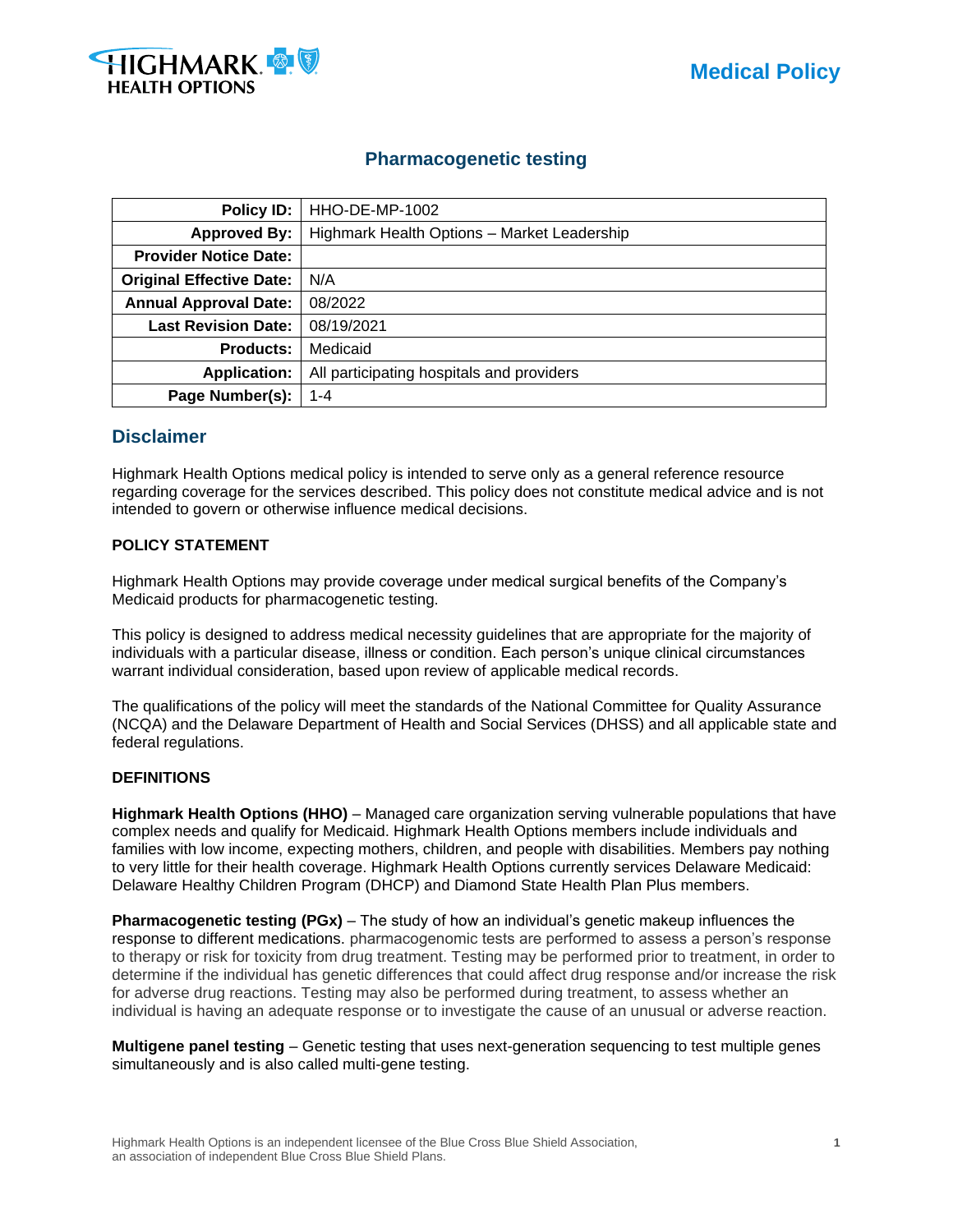Medical Policy

# Pharmacogenetic testing

| | |
|---|---|
| **Policy ID:** | HHO-DE-MP-1002 |
| **Approved By:** | Highmark Health Options – Market Leadership |
| **Provider Notice Date:** | |
| **Original Effective Date:** | N/A |
| **Annual Approval Date:** | 08/2022 |
| **Last Revision Date:** | 08/19/2021 |
| **Products:** | Medicaid |
| **Application:** | All participating hospitals and providers |
| **Page Number(s):** | 1-4 |

## Disclaimer

Highmark Health Options medical policy is intended to serve only as a general reference resource regarding coverage for the services described. This policy does not constitute medical advice and is not intended to govern or otherwise influence medical decisions.

**POLICY STATEMENT**

Highmark Health Options may provide coverage under medical surgical benefits of the Company's Medicaid products for pharmacogenetic testing.

This policy is designed to address medical necessity guidelines that are appropriate for the majority of individuals with a particular disease, illness or condition. Each person's unique clinical circumstances warrant individual consideration, based upon review of applicable medical records.

The qualifications of the policy will meet the standards of the National Committee for Quality Assurance (NCQA) and the Delaware Department of Health and Social Services (DHSS) and all applicable state and federal regulations.

**DEFINITIONS**

**Highmark Health Options (HHO)** – Managed care organization serving vulnerable populations that have complex needs and qualify for Medicaid. Highmark Health Options members include individuals and families with low income, expecting mothers, children, and people with disabilities. Members pay nothing to very little for their health coverage. Highmark Health Options currently services Delaware Medicaid: Delaware Healthy Children Program (DHCP) and Diamond State Health Plan Plus members.

**Pharmacogenetic testing (PGx)** – The study of how an individual's genetic makeup influences the response to different medications. pharmacogenomic tests are performed to assess a person's response to therapy or risk for toxicity from drug treatment. Testing may be performed prior to treatment, in order to determine if the individual has genetic differences that could affect drug response and/or increase the risk for adverse drug reactions. Testing may also be performed during treatment, to assess whether an individual is having an adequate response or to investigate the cause of an unusual or adverse reaction.

**Multigene panel testing** – Genetic testing that uses next-generation sequencing to test multiple genes simultaneously and is also called multi-gene testing.

Highmark Health Options is an independent licensee of the Blue Cross Blue Shield Association, an association of independent Blue Cross Blue Shield Plans.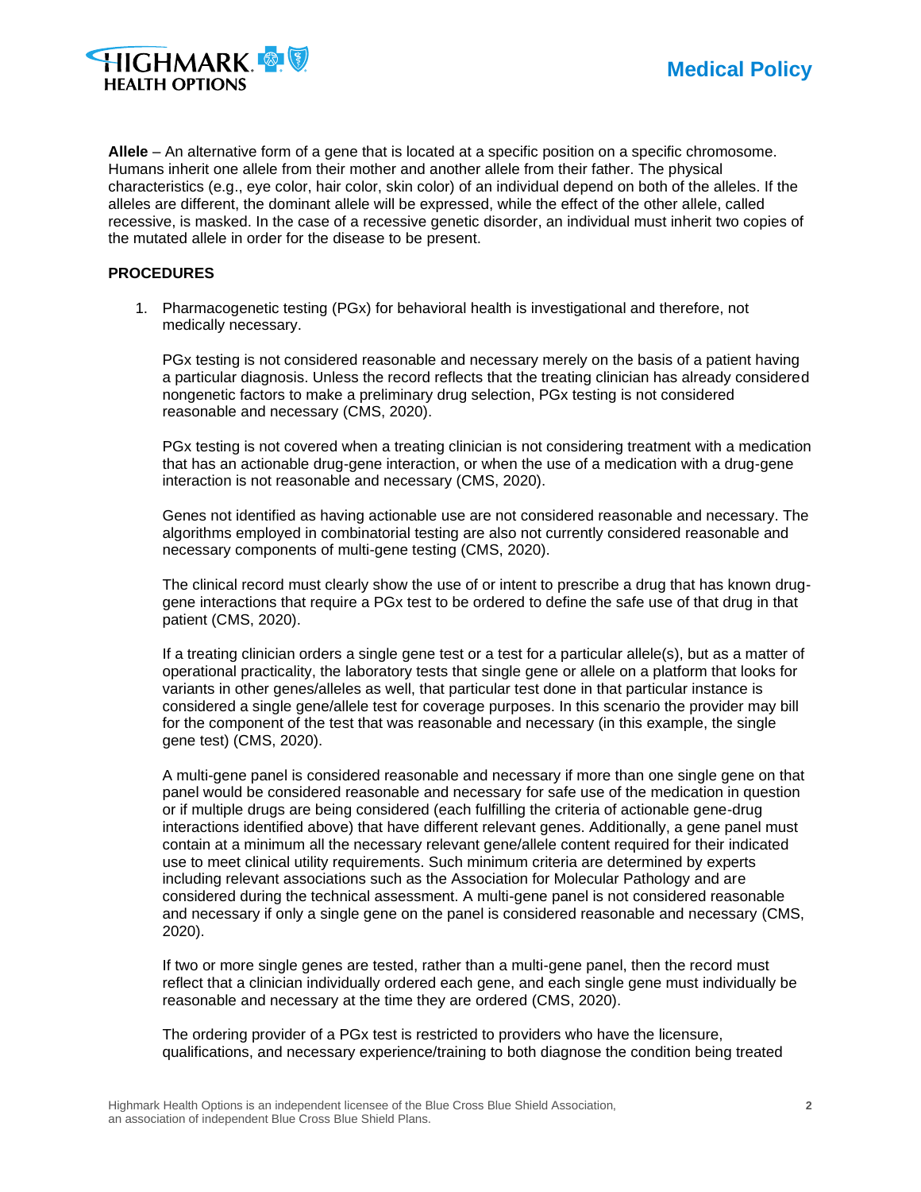**Allele** – An alternative form of a gene that is located at a specific position on a specific chromosome. Humans inherit one allele from their mother and another allele from their father. The physical characteristics (e.g., eye color, hair color, skin color) of an individual depend on both of the alleles. If the alleles are different, the dominant allele will be expressed, while the effect of the other allele, called recessive, is masked. In the case of a recessive genetic disorder, an individual must inherit two copies of the mutated allele in order for the disease to be present.

**PROCEDURES**

1. Pharmacogenetic testing (PGx) for behavioral health is investigational and therefore, not medically necessary.

   PGx testing is not considered reasonable and necessary merely on the basis of a patient having a particular diagnosis. Unless the record reflects that the treating clinician has already considered nongenetic factors to make a preliminary drug selection, PGx testing is not considered reasonable and necessary (CMS, 2020).

   PGx testing is not covered when a treating clinician is not considering treatment with a medication that has an actionable drug-gene interaction, or when the use of a medication with a drug-gene interaction is not reasonable and necessary (CMS, 2020).

   Genes not identified as having actionable use are not considered reasonable and necessary. The algorithms employed in combinatorial testing are also not currently considered reasonable and necessary components of multi-gene testing (CMS, 2020).

   The clinical record must clearly show the use of or intent to prescribe a drug that has known drug-gene interactions that require a PGx test to be ordered to define the safe use of that drug in that patient (CMS, 2020).

   If a treating clinician orders a single gene test or a test for a particular allele(s), but as a matter of operational practicality, the laboratory tests that single gene or allele on a platform that looks for variants in other genes/alleles as well, that particular test done in that particular instance is considered a single gene/allele test for coverage purposes. In this scenario the provider may bill for the component of the test that was reasonable and necessary (in this example, the single gene test) (CMS, 2020).

   A multi-gene panel is considered reasonable and necessary if more than one single gene on that panel would be considered reasonable and necessary for safe use of the medication in question or if multiple drugs are being considered (each fulfilling the criteria of actionable gene-drug interactions identified above) that have different relevant genes. Additionally, a gene panel must contain at a minimum all the necessary relevant gene/allele content required for their indicated use to meet clinical utility requirements. Such minimum criteria are determined by experts including relevant associations such as the Association for Molecular Pathology and are considered during the technical assessment. A multi-gene panel is not considered reasonable and necessary if only a single gene on the panel is considered reasonable and necessary (CMS, 2020).

   If two or more single genes are tested, rather than a multi-gene panel, then the record must reflect that a clinician individually ordered each gene, and each single gene must individually be reasonable and necessary at the time they are ordered (CMS, 2020).

   The ordering provider of a PGx test is restricted to providers who have the licensure, qualifications, and necessary experience/training to both diagnose the condition being treated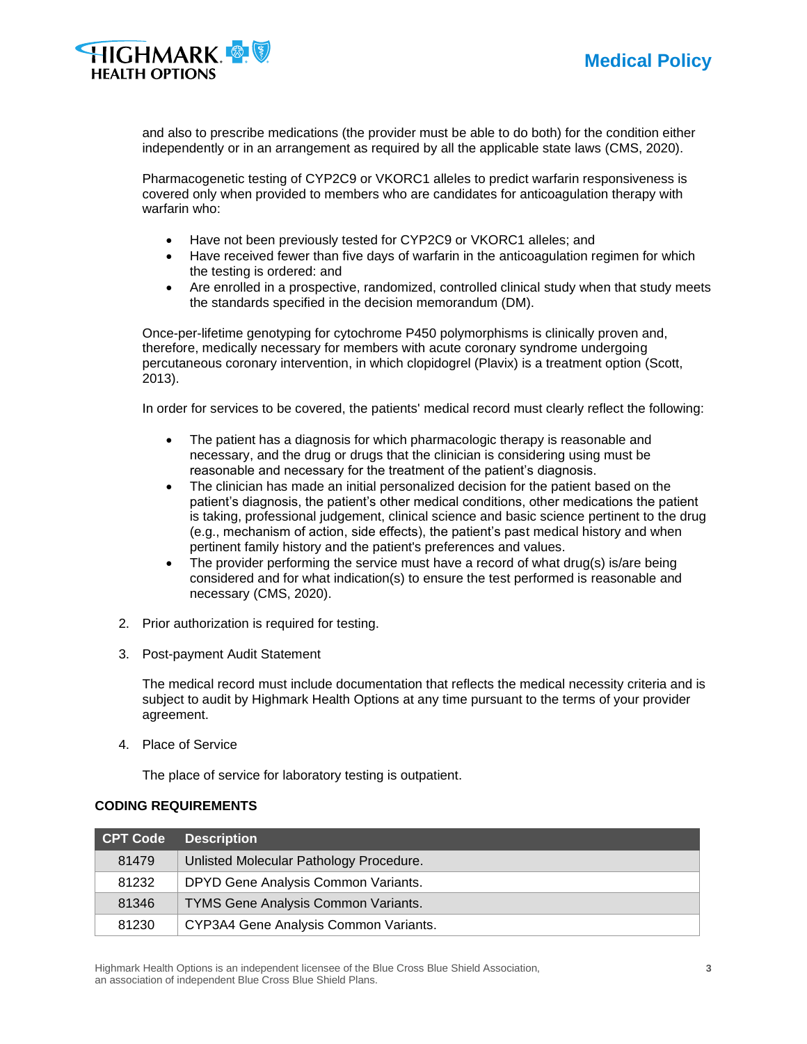and also to prescribe medications (the provider must be able to do both) for the condition either independently or in an arrangement as required by all the applicable state laws (CMS, 2020).

Pharmacogenetic testing of CYP2C9 or VKORC1 alleles to predict warfarin responsiveness is covered only when provided to members who are candidates for anticoagulation therapy with warfarin who:

- Have not been previously tested for CYP2C9 or VKORC1 alleles; and
- Have received fewer than five days of warfarin in the anticoagulation regimen for which the testing is ordered: and
- Are enrolled in a prospective, randomized, controlled clinical study when that study meets the standards specified in the decision memorandum (DM).

Once-per-lifetime genotyping for cytochrome P450 polymorphisms is clinically proven and, therefore, medically necessary for members with acute coronary syndrome undergoing percutaneous coronary intervention, in which clopidogrel (Plavix) is a treatment option (Scott, 2013).

In order for services to be covered, the patients' medical record must clearly reflect the following:

- The patient has a diagnosis for which pharmacologic therapy is reasonable and necessary, and the drug or drugs that the clinician is considering using must be reasonable and necessary for the treatment of the patient's diagnosis.
- The clinician has made an initial personalized decision for the patient based on the patient's diagnosis, the patient's other medical conditions, other medications the patient is taking, professional judgement, clinical science and basic science pertinent to the drug (e.g., mechanism of action, side effects), the patient's past medical history and when pertinent family history and the patient's preferences and values.
- The provider performing the service must have a record of what drug(s) is/are being considered and for what indication(s) to ensure the test performed is reasonable and necessary (CMS, 2020).

2. Prior authorization is required for testing.

3. Post-payment Audit Statement

   The medical record must include documentation that reflects the medical necessity criteria and is subject to audit by Highmark Health Options at any time pursuant to the terms of your provider agreement.

4. Place of Service

   The place of service for laboratory testing is outpatient.

## CODING REQUIREMENTS

| CPT Code | Description |
|---|---|
| 81479 | Unlisted Molecular Pathology Procedure. |
| 81232 | DPYD Gene Analysis Common Variants. |
| 81346 | TYMS Gene Analysis Common Variants. |
| 81230 | CYP3A4 Gene Analysis Common Variants. |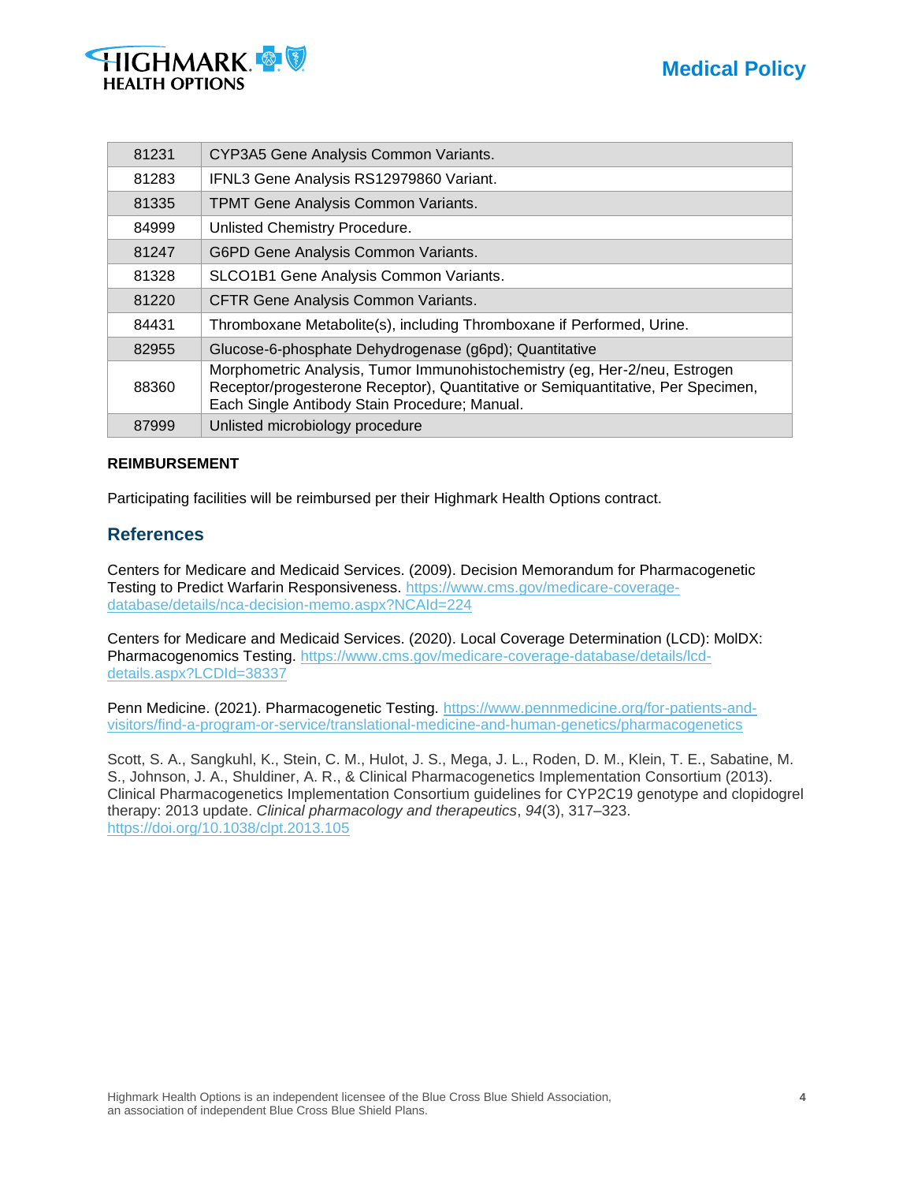| | |
|---|---|
| 81231 | CYP3A5 Gene Analysis Common Variants. |
| 81283 | IFNL3 Gene Analysis RS12979860 Variant. |
| 81335 | TPMT Gene Analysis Common Variants. |
| 84999 | Unlisted Chemistry Procedure. |
| 81247 | G6PD Gene Analysis Common Variants. |
| 81328 | SLCO1B1 Gene Analysis Common Variants. |
| 81220 | CFTR Gene Analysis Common Variants. |
| 84431 | Thromboxane Metabolite(s), including Thromboxane if Performed, Urine. |
| 82955 | Glucose-6-phosphate Dehydrogenase (g6pd); Quantitative |
| 88360 | Morphometric Analysis, Tumor Immunohistochemistry (eg, Her-2/neu, Estrogen Receptor/progesterone Receptor), Quantitative or Semiquantitative, Per Specimen, Each Single Antibody Stain Procedure; Manual. |
| 87999 | Unlisted microbiology procedure |

**REIMBURSEMENT**

Participating facilities will be reimbursed per their Highmark Health Options contract.

## References

Centers for Medicare and Medicaid Services. (2009). Decision Memorandum for Pharmacogenetic Testing to Predict Warfarin Responsiveness. https://www.cms.gov/medicare-coverage-database/details/nca-decision-memo.aspx?NCAId=224

Centers for Medicare and Medicaid Services. (2020). Local Coverage Determination (LCD): MolDX: Pharmacogenomics Testing. https://www.cms.gov/medicare-coverage-database/details/lcd-details.aspx?LCDId=38337

Penn Medicine. (2021). Pharmacogenetic Testing. https://www.pennmedicine.org/for-patients-and-visitors/find-a-program-or-service/translational-medicine-and-human-genetics/pharmacogenetics

Scott, S. A., Sangkuhl, K., Stein, C. M., Hulot, J. S., Mega, J. L., Roden, D. M., Klein, T. E., Sabatine, M. S., Johnson, J. A., Shuldiner, A. R., & Clinical Pharmacogenetics Implementation Consortium (2013). Clinical Pharmacogenetics Implementation Consortium guidelines for CYP2C19 genotype and clopidogrel therapy: 2013 update. *Clinical pharmacology and therapeutics*, *94*(3), 317–323. https://doi.org/10.1038/clpt.2013.105

Highmark Health Options is an independent licensee of the Blue Cross Blue Shield Association, an association of independent Blue Cross Blue Shield Plans.